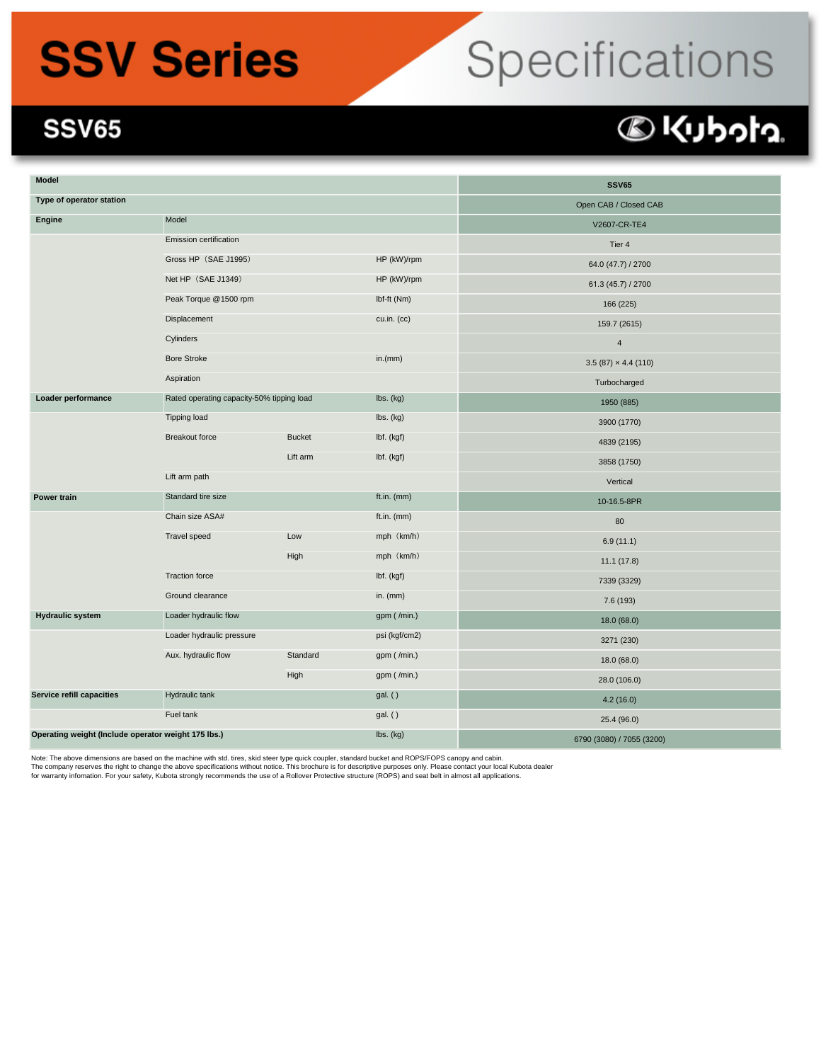# SSV Series

# Specifications

## SSV65

Kubota

| Model | | | | SSV65 |
|---|---|---|---|---|
| Type of operator station | | | | Open CAB / Closed CAB |
| Engine | Model | | | V2607-CR-TE4 |
| | Emission certification | | | Tier 4 |
| | Gross HP（SAE J1995） | | HP (kW)/rpm | 64.0 (47.7) / 2700 |
| | Net HP（SAE J1349） | | HP (kW)/rpm | 61.3 (45.7) / 2700 |
| | Peak Torque @1500 rpm | | lbf-ft (Nm) | 166 (225) |
| | Displacement | | cu.in. (cc) | 159.7 (2615) |
| | Cylinders | | | 4 |
| | Bore Stroke | | in.(mm) | 3.5 (87) × 4.4 (110) |
| | Aspiration | | | Turbocharged |
| Loader performance | Rated operating capacity-50% tipping load | | lbs. (kg) | 1950 (885) |
| | Tipping load | | lbs. (kg) | 3900 (1770) |
| | Breakout force | Bucket | lbf. (kgf) | 4839 (2195) |
| | | Lift arm | lbf. (kgf) | 3858 (1750) |
| | Lift arm path | | | Vertical |
| Power train | Standard tire size | | ft.in. (mm) | 10-16.5-8PR |
| | Chain size ASA# | | ft.in. (mm) | 80 |
| | Travel speed | Low | mph（km/h） | 6.9 (11.1) |
| | | High | mph（km/h） | 11.1 (17.8) |
| | Traction force | | lbf. (kgf) | 7339 (3329) |
| | Ground clearance | | in. (mm) | 7.6 (193) |
| Hydraulic system | Loader hydraulic flow | | gpm ( /min.) | 18.0 (68.0) |
| | Loader hydraulic pressure | | psi (kgf/cm2) | 3271 (230) |
| | Aux. hydraulic flow | Standard | gpm ( /min.) | 18.0 (68.0) |
| | | High | gpm ( /min.) | 28.0 (106.0) |
| Service refill capacities | Hydraulic tank | | gal. ( ) | 4.2 (16.0) |
| | Fuel tank | | gal. ( ) | 25.4 (96.0) |
| Operating weight (Include operator weight 175 lbs.) | | | lbs. (kg) | 6790 (3080) / 7055 (3200) |

Note: The above dimensions are based on the machine with std. tires, skid steer type quick coupler, standard bucket and ROPS/FOPS canopy and cabin.
The company reserves the right to change the above specifications without notice. This brochure is for descriptive purposes only. Please contact your local Kubota dealer for warranty infomation. For your safety, Kubota strongly recommends the use of a Rollover Protective structure (ROPS) and seat belt in almost all applications.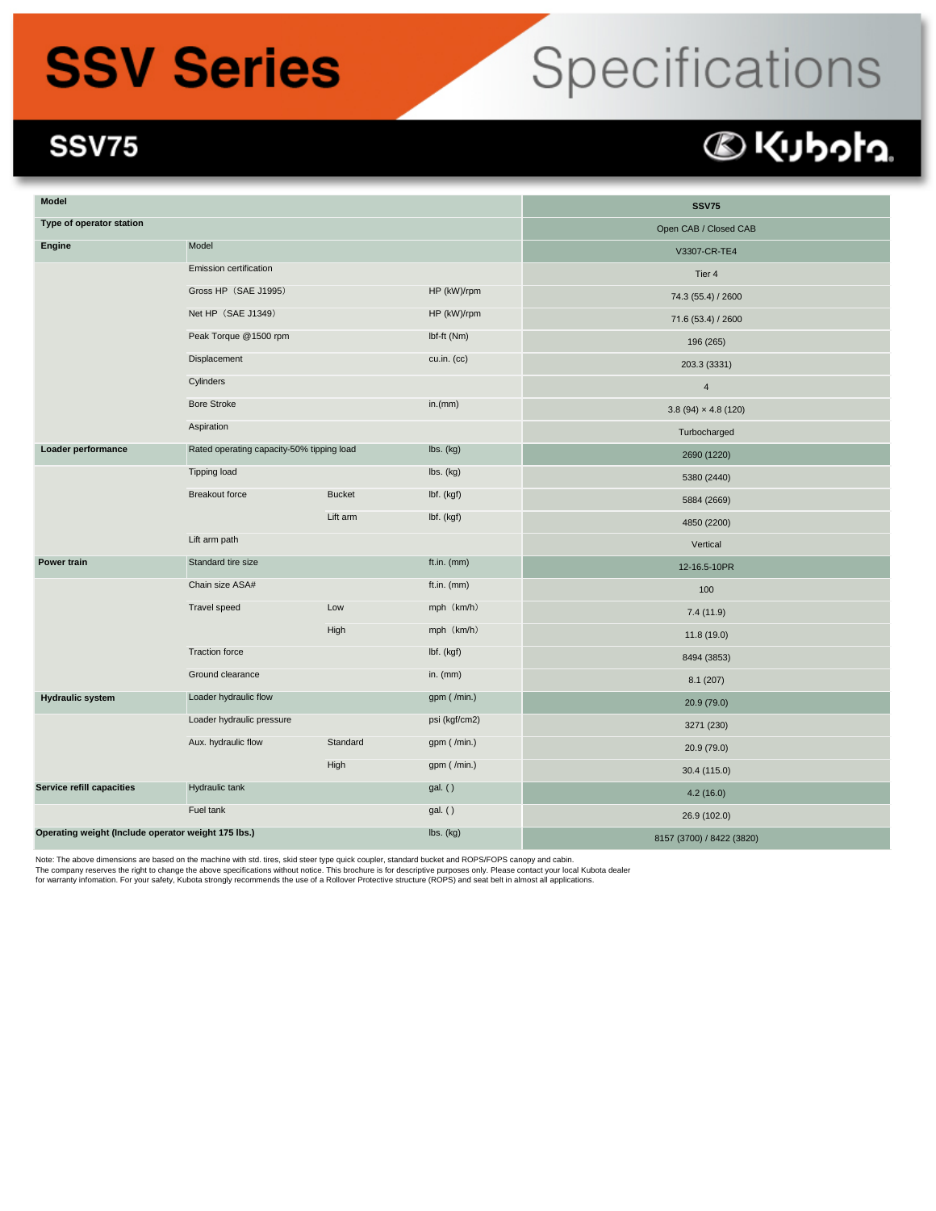# SSV Series Specifications

## SSV75

Kubota

| Model | | | | SSV75 |
|---|---|---|---|---|
| Type of operator station | | | | Open CAB / Closed CAB |
| Engine | Model | | | V3307-CR-TE4 |
| | Emission certification | | | Tier 4 |
| | Gross HP（SAE J1995） | | HP (kW)/rpm | 74.3 (55.4) / 2600 |
| | Net HP（SAE J1349） | | HP (kW)/rpm | 71.6 (53.4) / 2600 |
| | Peak Torque @1500 rpm | | lbf-ft (Nm) | 196 (265) |
| | Displacement | | cu.in. (cc) | 203.3 (3331) |
| | Cylinders | | | 4 |
| | Bore Stroke | | in.(mm) | 3.8 (94) × 4.8 (120) |
| | Aspiration | | | Turbocharged |
| Loader performance | Rated operating capacity-50% tipping load | | lbs. (kg) | 2690 (1220) |
| | Tipping load | | lbs. (kg) | 5380 (2440) |
| | Breakout force | Bucket | lbf. (kgf) | 5884 (2669) |
| | | Lift arm | lbf. (kgf) | 4850 (2200) |
| | Lift arm path | | | Vertical |
| Power train | Standard tire size | | ft.in. (mm) | 12-16.5-10PR |
| | Chain size ASA# | | ft.in. (mm) | 100 |
| | Travel speed | Low | mph（km/h） | 7.4 (11.9) |
| | | High | mph（km/h） | 11.8 (19.0) |
| | Traction force | | lbf. (kgf) | 8494 (3853) |
| | Ground clearance | | in. (mm) | 8.1 (207) |
| Hydraulic system | Loader hydraulic flow | | gpm ( /min.) | 20.9 (79.0) |
| | Loader hydraulic pressure | | psi (kgf/cm2) | 3271 (230) |
| | Aux. hydraulic flow | Standard | gpm ( /min.) | 20.9 (79.0) |
| | | High | gpm ( /min.) | 30.4 (115.0) |
| Service refill capacities | Hydraulic tank | | gal. ( ) | 4.2 (16.0) |
| | Fuel tank | | gal. ( ) | 26.9 (102.0) |
| Operating weight (Include operator weight 175 lbs.) | | | lbs. (kg) | 8157 (3700) / 8422 (3820) |

Note: The above dimensions are based on the machine with std. tires, skid steer type quick coupler, standard bucket and ROPS/FOPS canopy and cabin.
The company reserves the right to change the above specifications without notice. This brochure is for descriptive purposes only. Please contact your local Kubota dealer for warranty infomation. For your safety, Kubota strongly recommends the use of a Rollover Protective structure (ROPS) and seat belt in almost all applications.